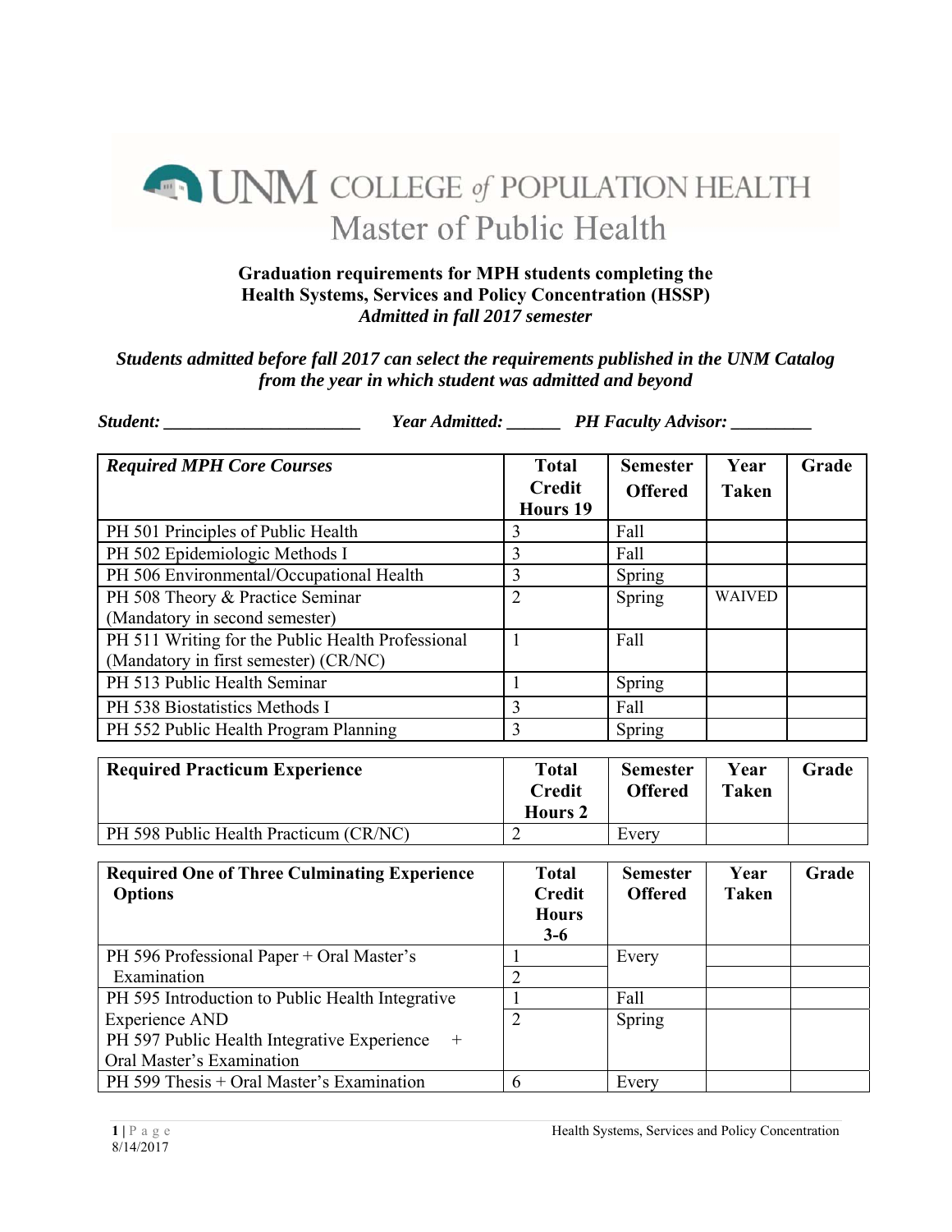# UNM COLLEGE of POPULATION HEALTH
## Master of Public Health

**Graduation requirements for MPH students completing the Health Systems, Services and Policy Concentration (HSSP)**
***Admitted in fall 2017 semester***

***Students admitted before fall 2017 can select the requirements published in the UNM Catalog from the year in which student was admitted and beyond***

***Student: _______________________ Year Admitted: ______ PH Faculty Advisor: _________***

| *Required MPH Core Courses* | Total Credit Hours 19 | Semester Offered | Year Taken | Grade |
|---|---|---|---|---|
| PH 501 Principles of Public Health | 3 | Fall | | |
| PH 502 Epidemiologic Methods I | 3 | Fall | | |
| PH 506 Environmental/Occupational Health | 3 | Spring | | |
| PH 508 Theory & Practice Seminar (Mandatory in second semester) | 2 | Spring | WAIVED | |
| PH 511 Writing for the Public Health Professional (Mandatory in first semester) (CR/NC) | 1 | Fall | | |
| PH 513 Public Health Seminar | 1 | Spring | | |
| PH 538 Biostatistics Methods I | 3 | Fall | | |
| PH 552 Public Health Program Planning | 3 | Spring | | |

| Required Practicum Experience | Total Credit Hours 2 | Semester Offered | Year Taken | Grade |
|---|---|---|---|---|
| PH 598 Public Health Practicum (CR/NC) | 2 | Every | | |

| Required One of Three Culminating Experience Options | Total Credit Hours 3-6 | Semester Offered | Year Taken | Grade |
|---|---|---|---|---|
| PH 596 Professional Paper + Oral Master's Examination | 1 | Every | | |
| | 2 | | | |
| PH 595 Introduction to Public Health Integrative Experience AND | 1 | Fall | | |
| PH 597 Public Health Integrative Experience + Oral Master's Examination | 2 | Spring | | |
| PH 599 Thesis + Oral Master's Examination | 6 | Every | | |

8/14/2017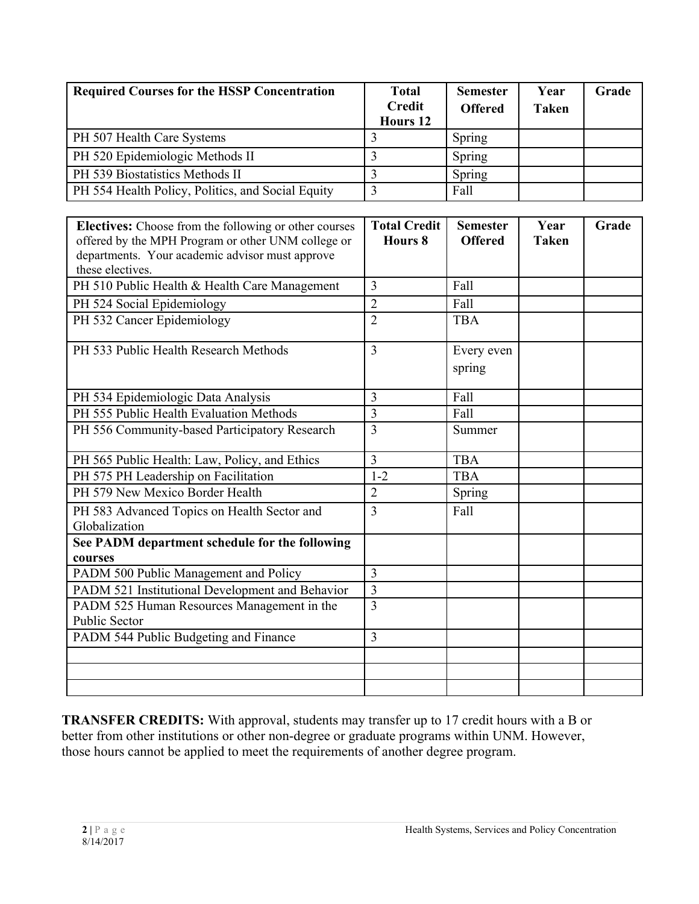| Required Courses for the HSSP Concentration | Total Credit Hours 12 | Semester Offered | Year Taken | Grade |
|---|---|---|---|---|
| PH 507 Health Care Systems | 3 | Spring | | |
| PH 520 Epidemiologic Methods II | 3 | Spring | | |
| PH 539 Biostatistics Methods II | 3 | Spring | | |
| PH 554 Health Policy, Politics, and Social Equity | 3 | Fall | | |

| **Electives:** Choose from the following or other courses offered by the MPH Program or other UNM college or departments. Your academic advisor must approve these electives. | Total Credit Hours 8 | Semester Offered | Year Taken | Grade |
|---|---|---|---|---|
| PH 510 Public Health & Health Care Management | 3 | Fall | | |
| PH 524 Social Epidemiology | 2 | Fall | | |
| PH 532 Cancer Epidemiology | 2 | TBA | | |
| PH 533 Public Health Research Methods | 3 | Every even spring | | |
| PH 534 Epidemiologic Data Analysis | 3 | Fall | | |
| PH 555 Public Health Evaluation Methods | 3 | Fall | | |
| PH 556 Community-based Participatory Research | 3 | Summer | | |
| PH 565 Public Health: Law, Policy, and Ethics | 3 | TBA | | |
| PH 575 PH Leadership on Facilitation | 1-2 | TBA | | |
| PH 579 New Mexico Border Health | 2 | Spring | | |
| PH 583 Advanced Topics on Health Sector and Globalization | 3 | Fall | | |
| **See PADM department schedule for the following courses** | | | | |
| PADM 500 Public Management and Policy | 3 | | | |
| PADM 521 Institutional Development and Behavior | 3 | | | |
| PADM 525 Human Resources Management in the Public Sector | 3 | | | |
| PADM 544 Public Budgeting and Finance | 3 | | | |
| | | | | |
| | | | | |
| | | | | |

**TRANSFER CREDITS:** With approval, students may transfer up to 17 credit hours with a B or better from other institutions or other non-degree or graduate programs within UNM. However, those hours cannot be applied to meet the requirements of another degree program.